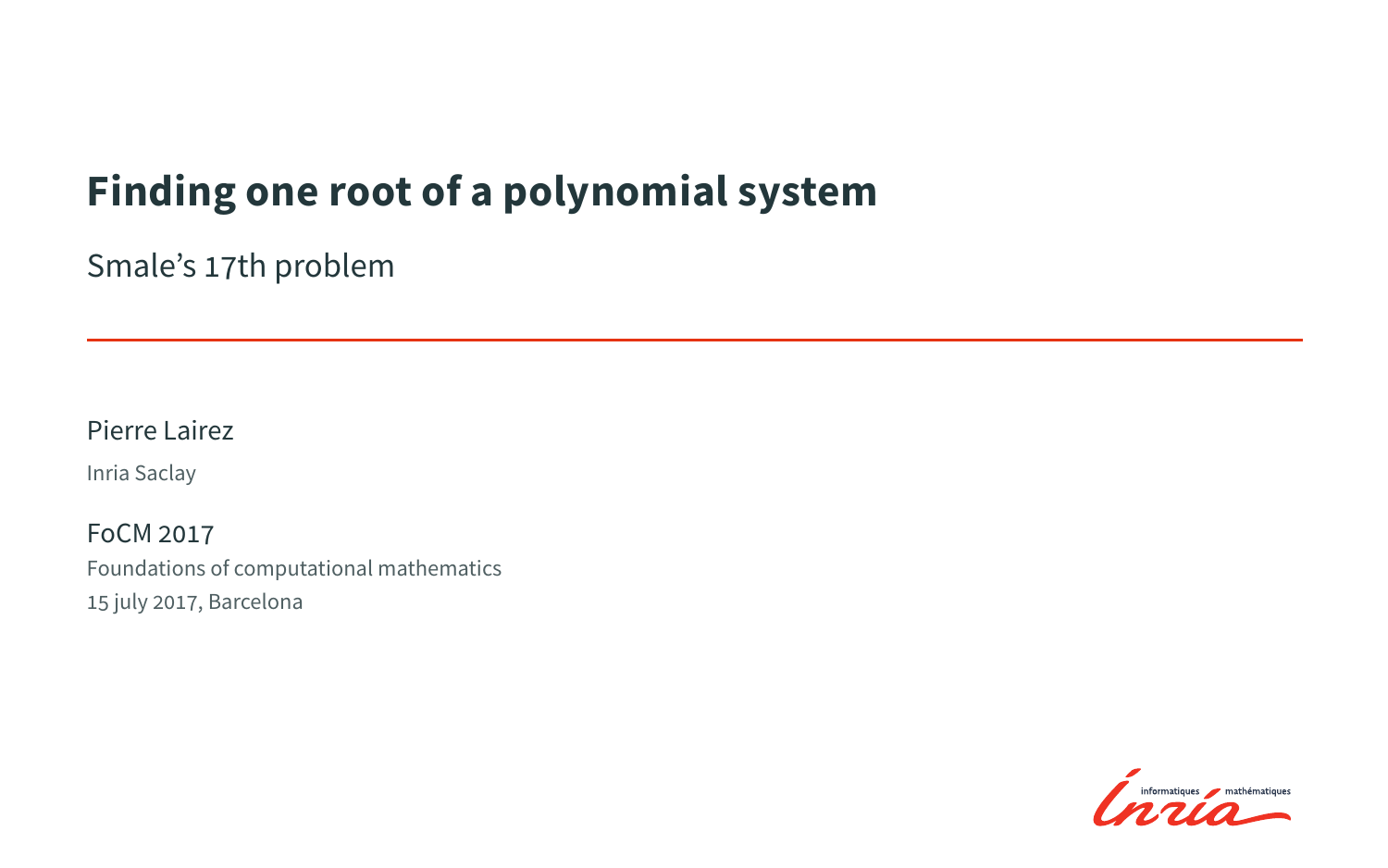# Finding one root of a polynomial system

Smale's 17th problem

---

Pierre Lairez

Inria Saclay

FoCM 2017

Foundations of computational mathematics

15 july 2017, Barcelona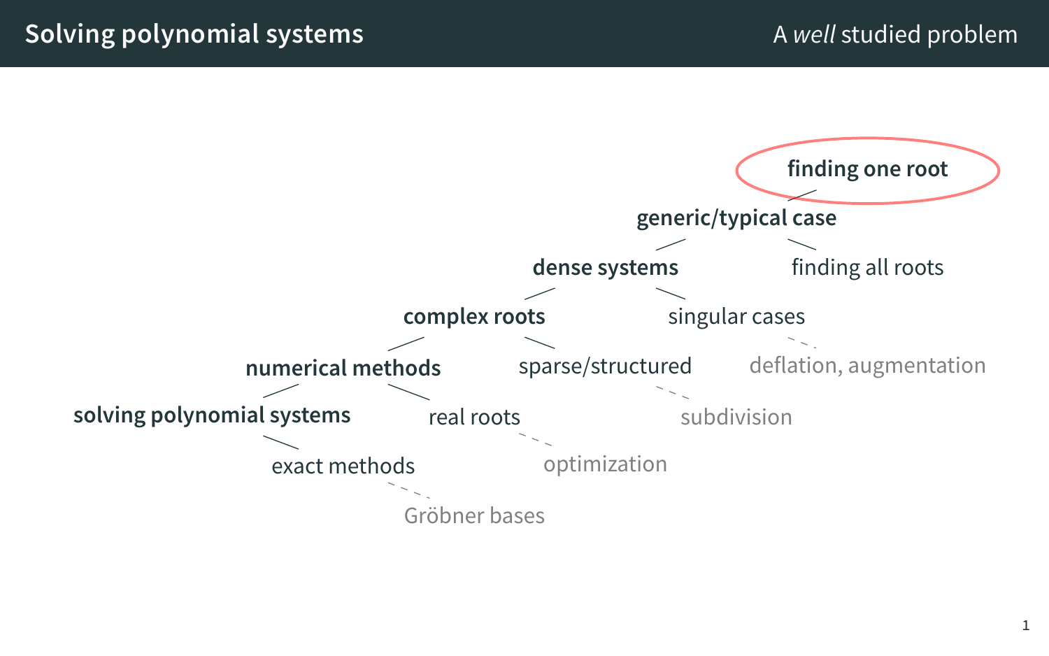## Solving polynomial systems

A *well* studied problem

**finding one root**

**generic/typical case** — finding all roots

**dense systems** — singular cases — deflation, augmentation

**complex roots** — sparse/structured — subdivision

**numerical methods** — real roots — optimization

**solving polynomial systems** — exact methods — Gröbner bases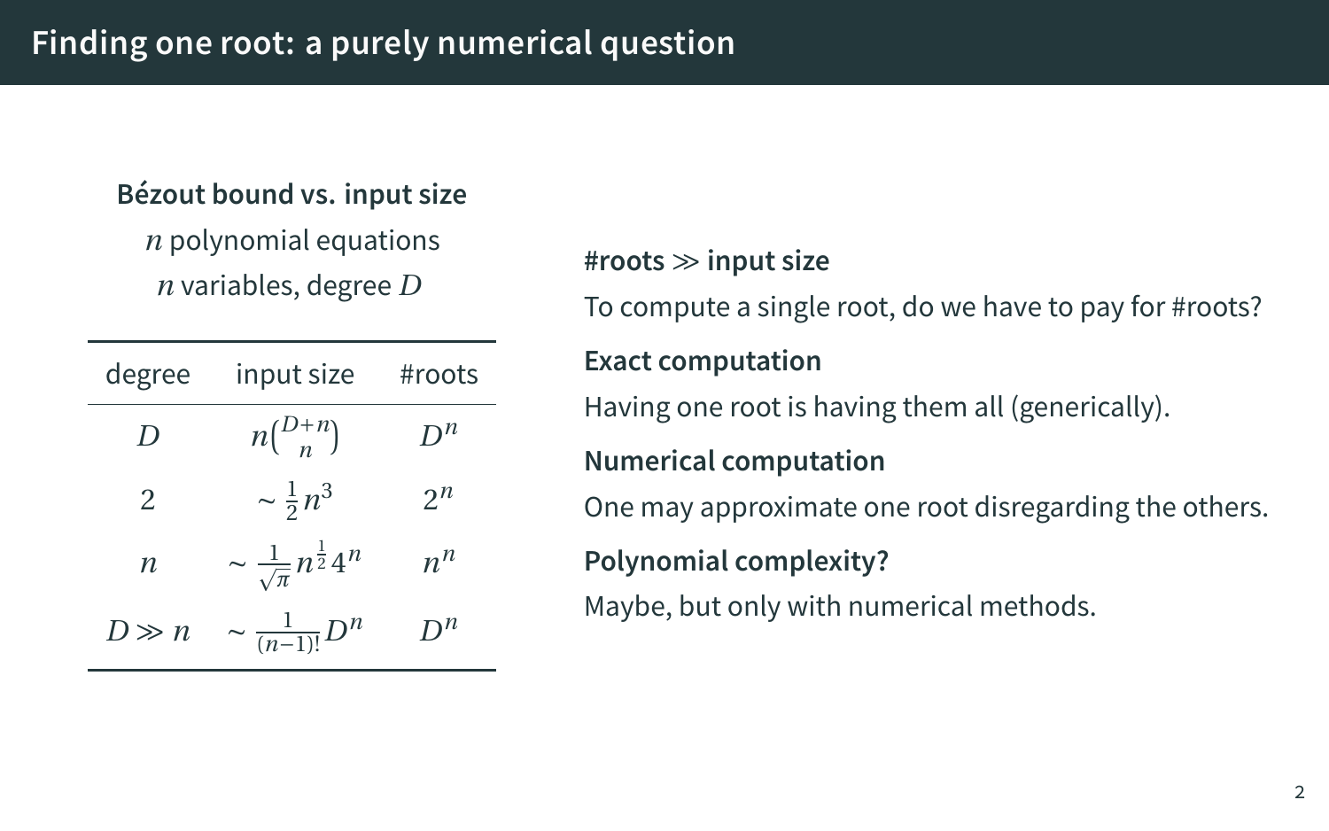# Finding one root: a purely numerical question

**Bézout bound vs. input size**

$n$ polynomial equations
$n$ variables, degree $D$

| degree | input size | #roots |
|---|---|---|
| $D$ | $n\binom{D+n}{n}$ | $D^n$ |
| $2$ | $\sim \frac{1}{2}n^3$ | $2^n$ |
| $n$ | $\sim \frac{1}{\sqrt{\pi}} n^{\frac{1}{2}} 4^n$ | $n^n$ |
| $D \gg n$ | $\sim \frac{1}{(n-1)!} D^n$ | $D^n$ |

**#roots ≫ input size**

To compute a single root, do we have to pay for #roots?

**Exact computation**

Having one root is having them all (generically).

**Numerical computation**

One may approximate one root disregarding the others.

**Polynomial complexity?**

Maybe, but only with numerical methods.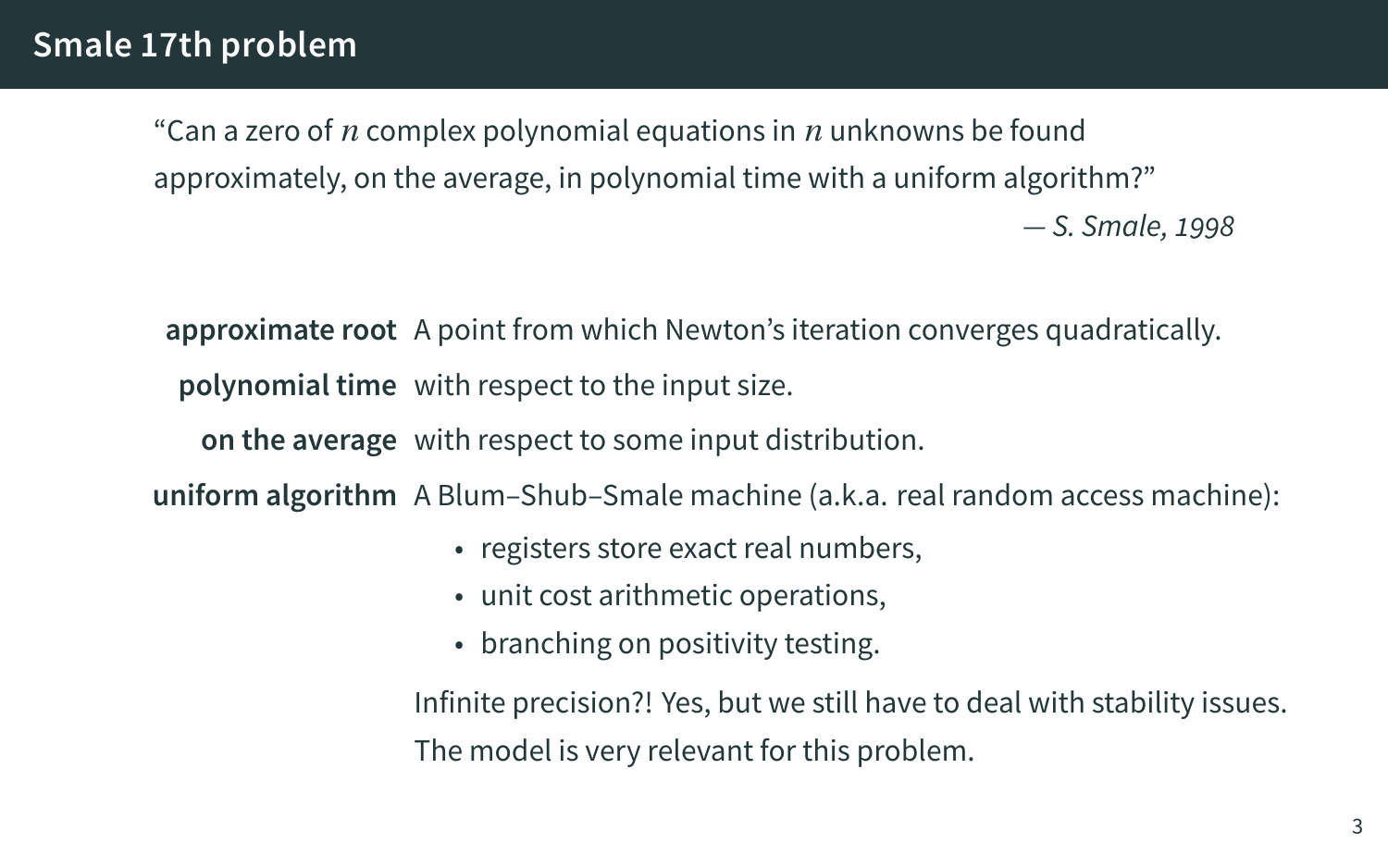# Smale 17th problem

> "Can a zero of $n$ complex polynomial equations in $n$ unknowns be found approximately, on the average, in polynomial time with a uniform algorithm?"
>
> — *S. Smale, 1998*

**approximate root** A point from which Newton's iteration converges quadratically.

**polynomial time** with respect to the input size.

**on the average** with respect to some input distribution.

**uniform algorithm** A Blum–Shub–Smale machine (a.k.a. real random access machine):

- registers store exact real numbers,
- unit cost arithmetic operations,
- branching on positivity testing.

Infinite precision?! Yes, but we still have to deal with stability issues. The model is very relevant for this problem.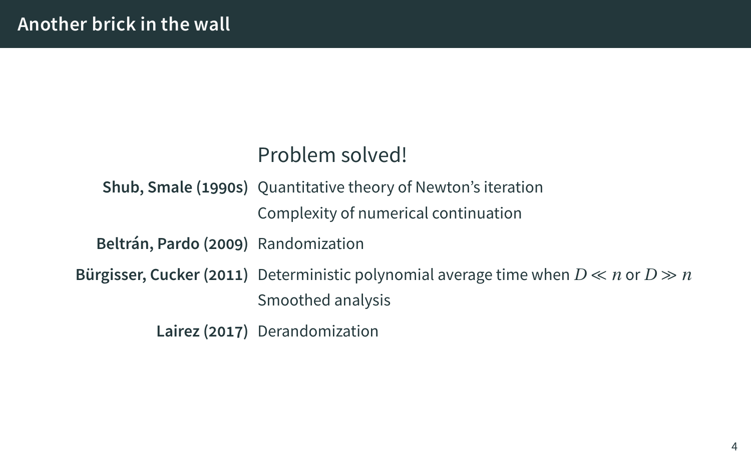# Another brick in the wall

Problem solved!

| | |
|---|---|
| **Shub, Smale (1990s)** | Quantitative theory of Newton's iteration |
| | Complexity of numerical continuation |
| **Beltrán, Pardo (2009)** | Randomization |
| **Bürgisser, Cucker (2011)** | Deterministic polynomial average time when $D \ll n$ or $D \gg n$ |
| | Smoothed analysis |
| **Lairez (2017)** | Derandomization |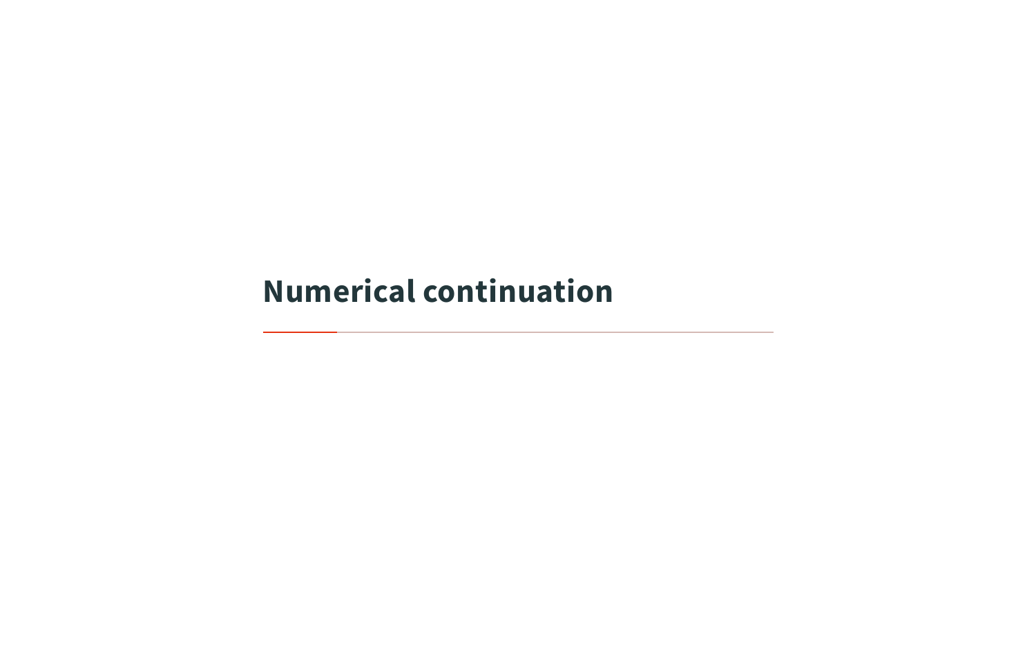# Numerical continuation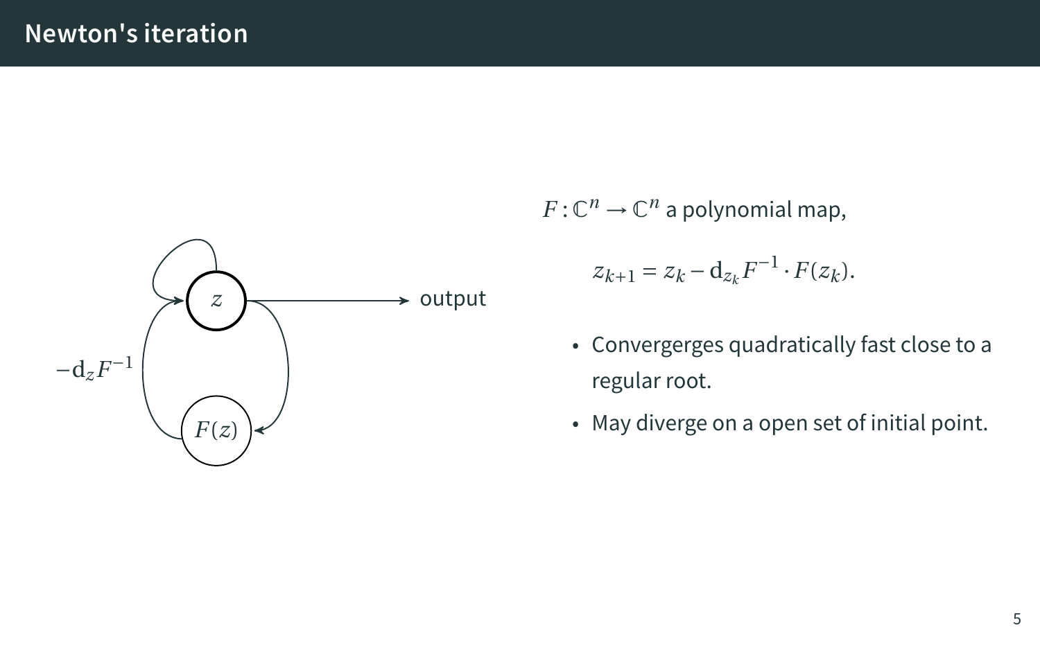# Newton's iteration

$-\mathrm{d}_z F^{-1}$

$z$

output

$F(z)$

$F : \mathbb{C}^n \to \mathbb{C}^n$ a polynomial map,

$$z_{k+1} = z_k - \mathrm{d}_{z_k} F^{-1} \cdot F(z_k).$$

- Convergerges quadratically fast close to a regular root.
- May diverge on a open set of initial point.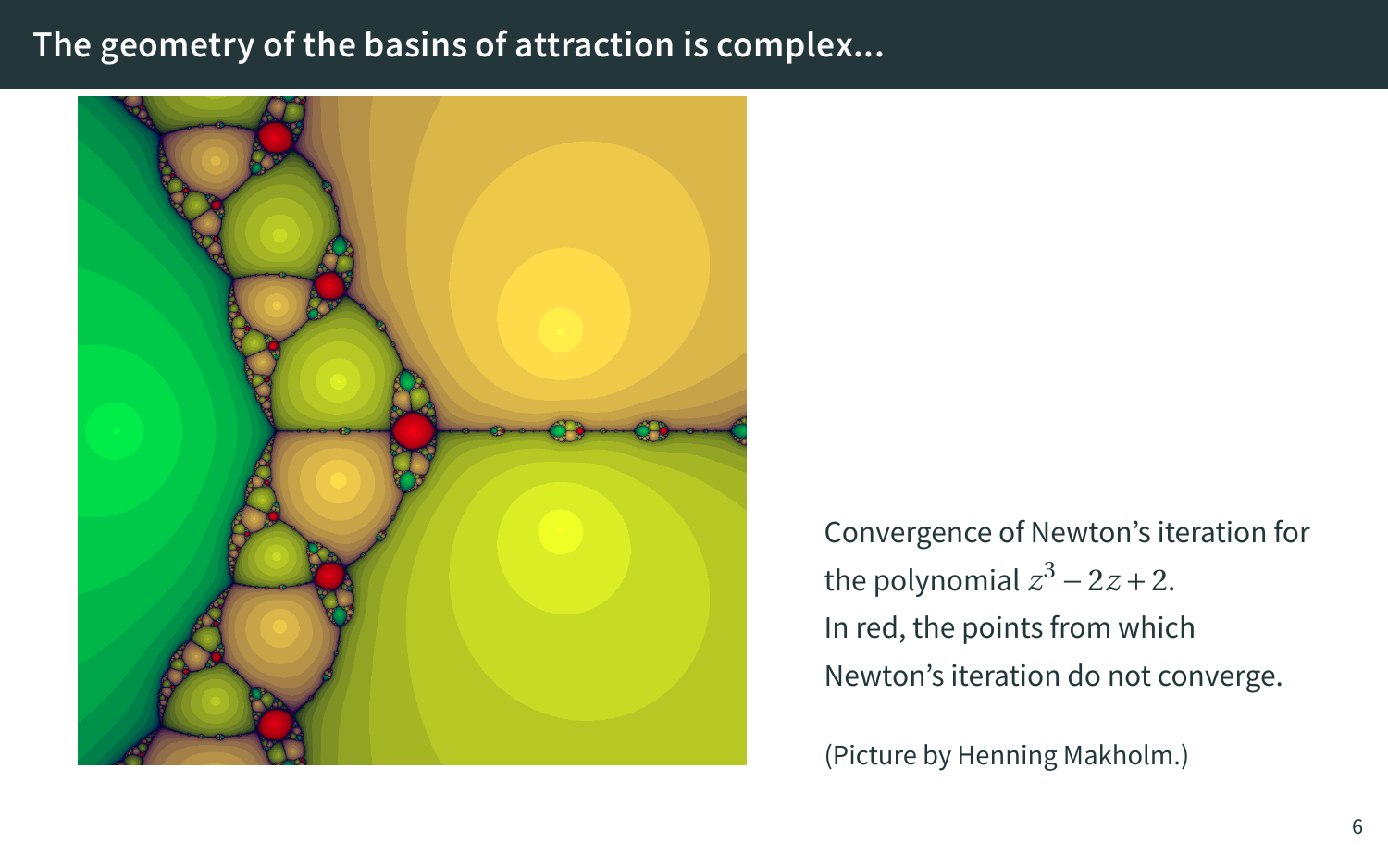## The geometry of the basins of attraction is complex...

Convergence of Newton’s iteration for the polynomial $z^3 - 2z + 2$.
In red, the points from which Newton’s iteration do not converge.

(Picture by Henning Makholm.)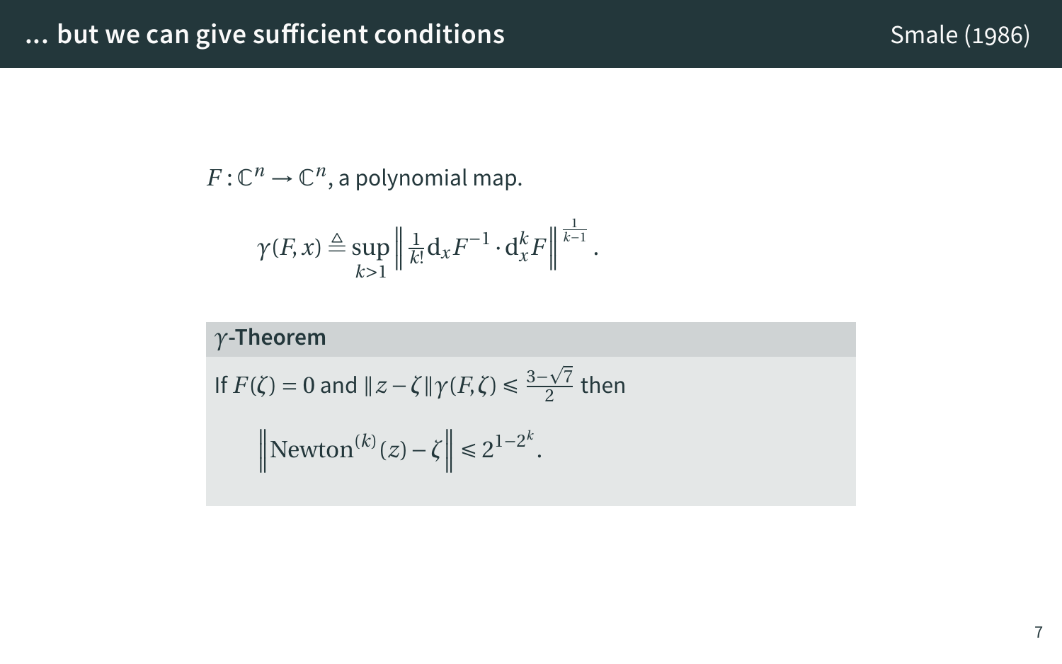# … but we can give sufficient conditions

Smale (1986)

$F : \mathbb{C}^n \to \mathbb{C}^n$, a polynomial map.

$$\gamma(F, x) \triangleq \sup_{k>1} \left\| \tfrac{1}{k!} \mathrm{d}_x F^{-1} \cdot \mathrm{d}_x^k F \right\|^{\frac{1}{k-1}}.$$

**$\gamma$-Theorem**

If $F(\zeta) = 0$ and $\|z - \zeta\| \gamma(F, \zeta) \leqslant \frac{3-\sqrt{7}}{2}$ then

$$\left\| \mathrm{Newton}^{(k)}(z) - \zeta \right\| \leqslant 2^{1-2^k}.$$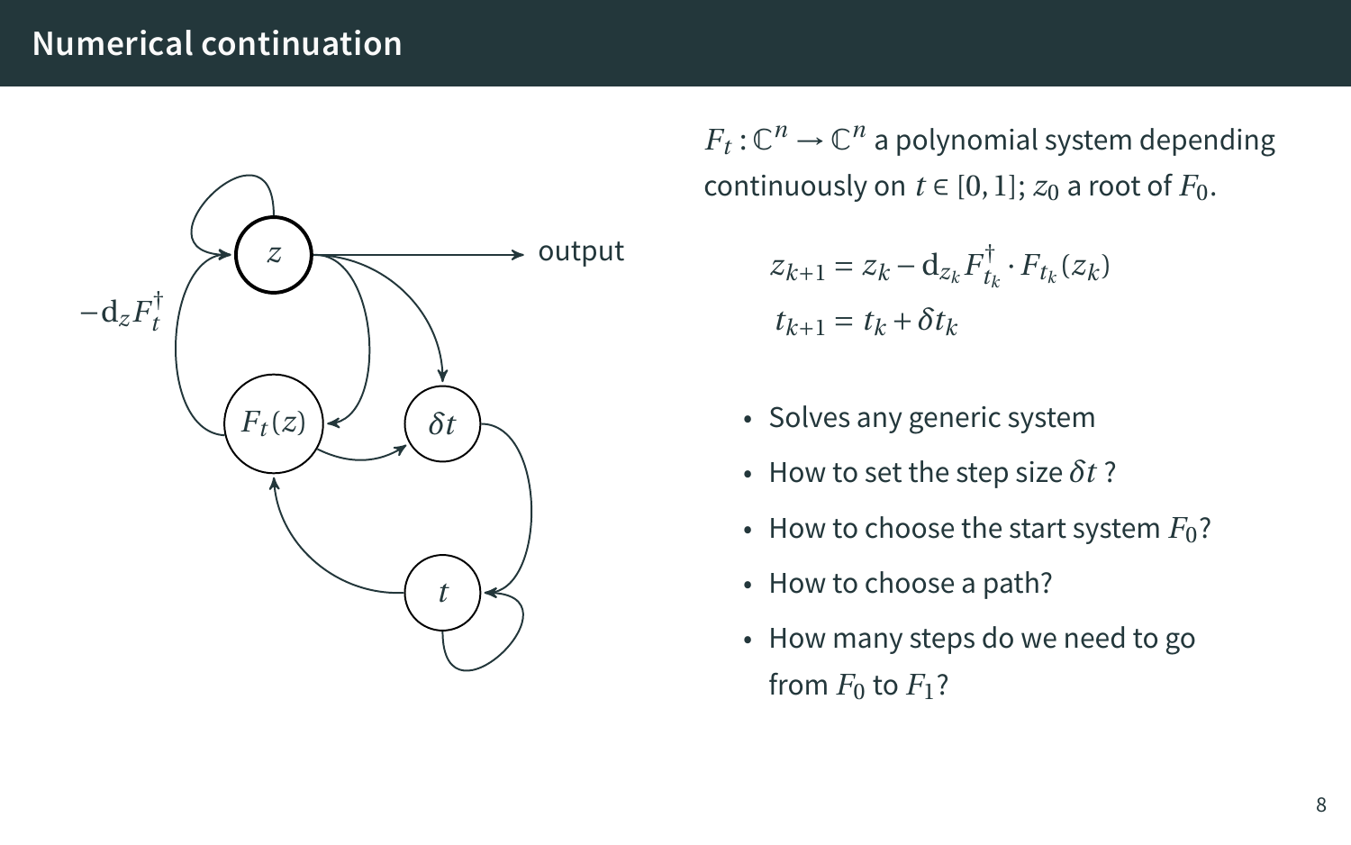# Numerical continuation

$F_t : \mathbb{C}^n \to \mathbb{C}^n$ a polynomial system depending continuously on $t \in [0,1]$; $z_0$ a root of $F_0$.

$$z_{k+1} = z_k - \mathrm{d}_{z_k} F_{t_k}^{\dagger} \cdot F_{t_k}(z_k)$$
$$t_{k+1} = t_k + \delta t_k$$

- Solves any generic system
- How to set the step size $\delta t$ ?
- How to choose the start system $F_0$?
- How to choose a path?
- How many steps do we need to go from $F_0$ to $F_1$?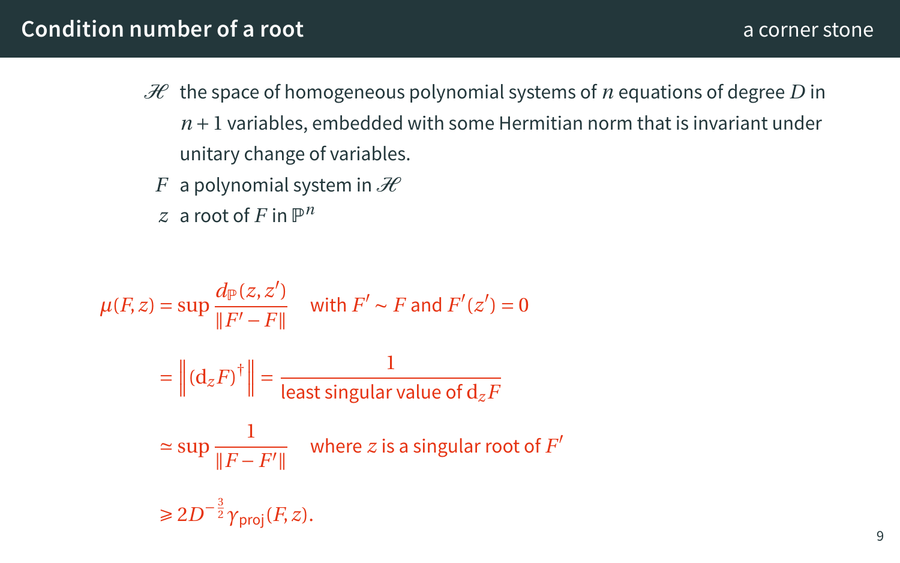# Condition number of a root

a corner stone

- $\mathscr{H}$ the space of homogeneous polynomial systems of $n$ equations of degree $D$ in $n+1$ variables, embedded with some Hermitian norm that is invariant under unitary change of variables.
- $F$ a polynomial system in $\mathscr{H}$
- $z$ a root of $F$ in $\mathbb{P}^n$

$$
\begin{aligned}
\mu(F,z) &= \sup \frac{d_{\mathbb{P}}(z,z')}{\|F'-F\|} \quad \text{with } F' \sim F \text{ and } F'(z') = 0 \\
&= \left\| (\mathrm{d}_z F)^\dagger \right\| = \frac{1}{\text{least singular value of } \mathrm{d}_z F} \\
&\simeq \sup \frac{1}{\|F-F'\|} \quad \text{where } z \text{ is a singular root of } F' \\
&\geqslant 2D^{-\frac{3}{2}} \gamma_{\mathsf{proj}}(F,z).
\end{aligned}
$$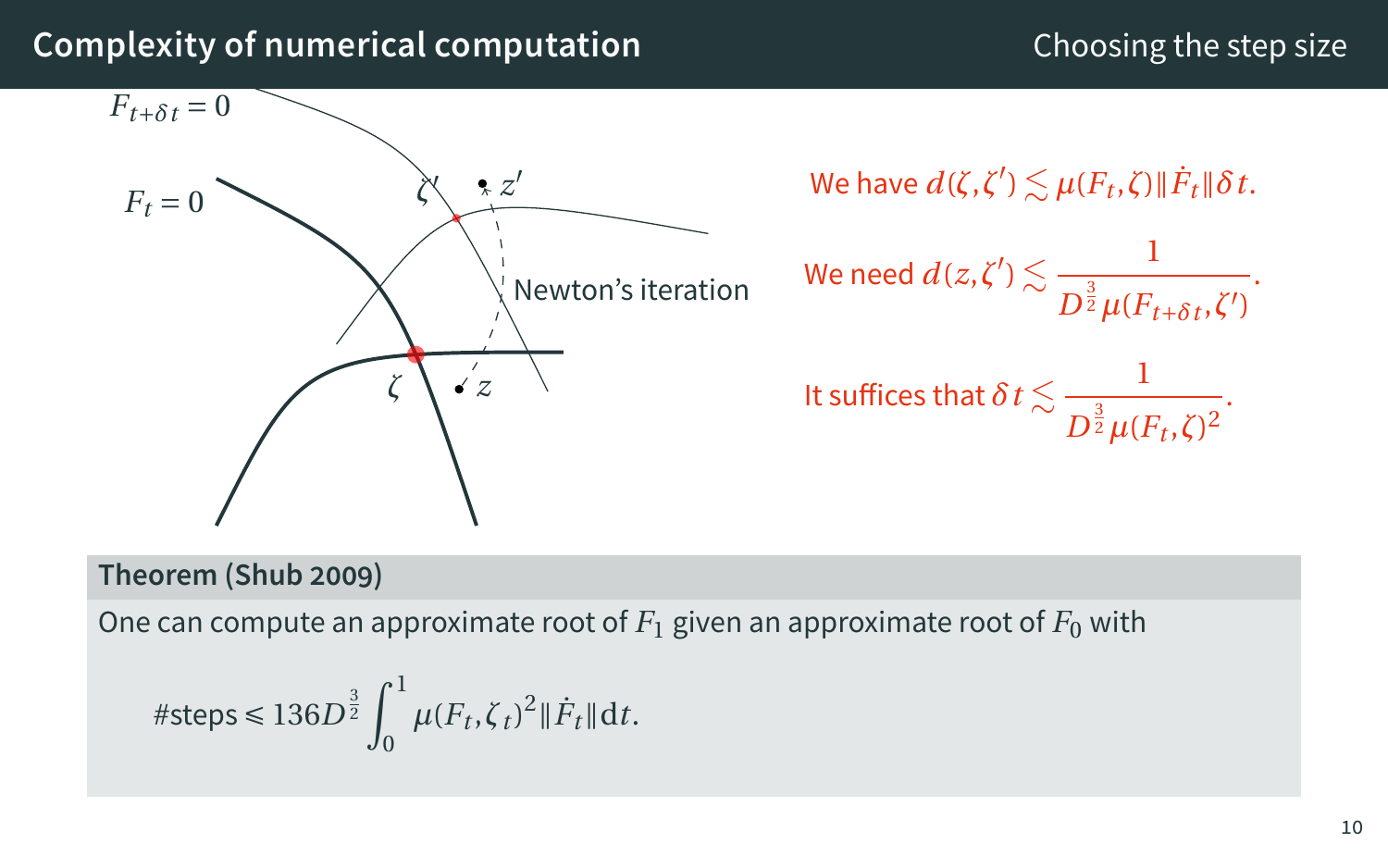## Complexity of numerical computation

### Choosing the step size

$F_{t+\delta t} = 0$

$F_t = 0$

$\zeta'$ $z'$

Newton's iteration

$\zeta$ $z$

We have $d(\zeta, \zeta') \lesssim \mu(F_t, \zeta) \|\dot{F}_t\| \delta t$.

We need $d(z, \zeta') \lesssim \dfrac{1}{D^{\frac{3}{2}} \mu(F_{t+\delta t}, \zeta')}$.

It suffices that $\delta t \lesssim \dfrac{1}{D^{\frac{3}{2}} \mu(F_t, \zeta)^2}$.

**Theorem (Shub 2009)**

One can compute an approximate root of $F_1$ given an approximate root of $F_0$ with

$$\#\text{steps} \leqslant 136 D^{\frac{3}{2}} \int_0^1 \mu(F_t, \zeta_t)^2 \|\dot{F}_t\| \mathrm{d}t.$$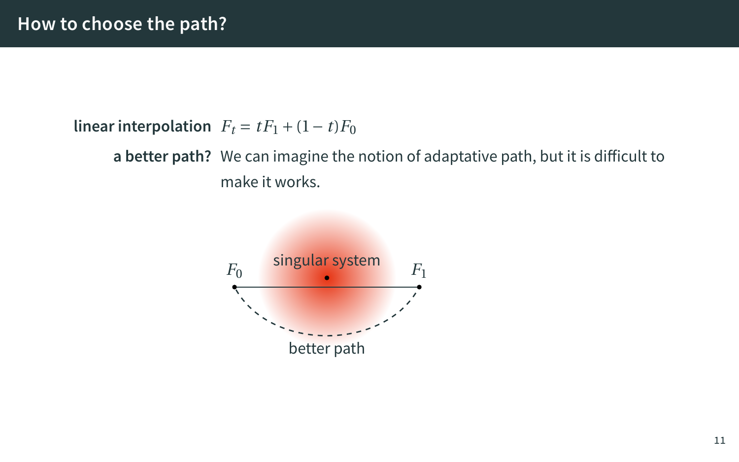# How to choose the path?

**linear interpolation** $F_t = tF_1 + (1-t)F_0$

**a better path?** We can imagine the notion of adaptative path, but it is difficult to make it works.

$F_0$ singular system $F_1$

better path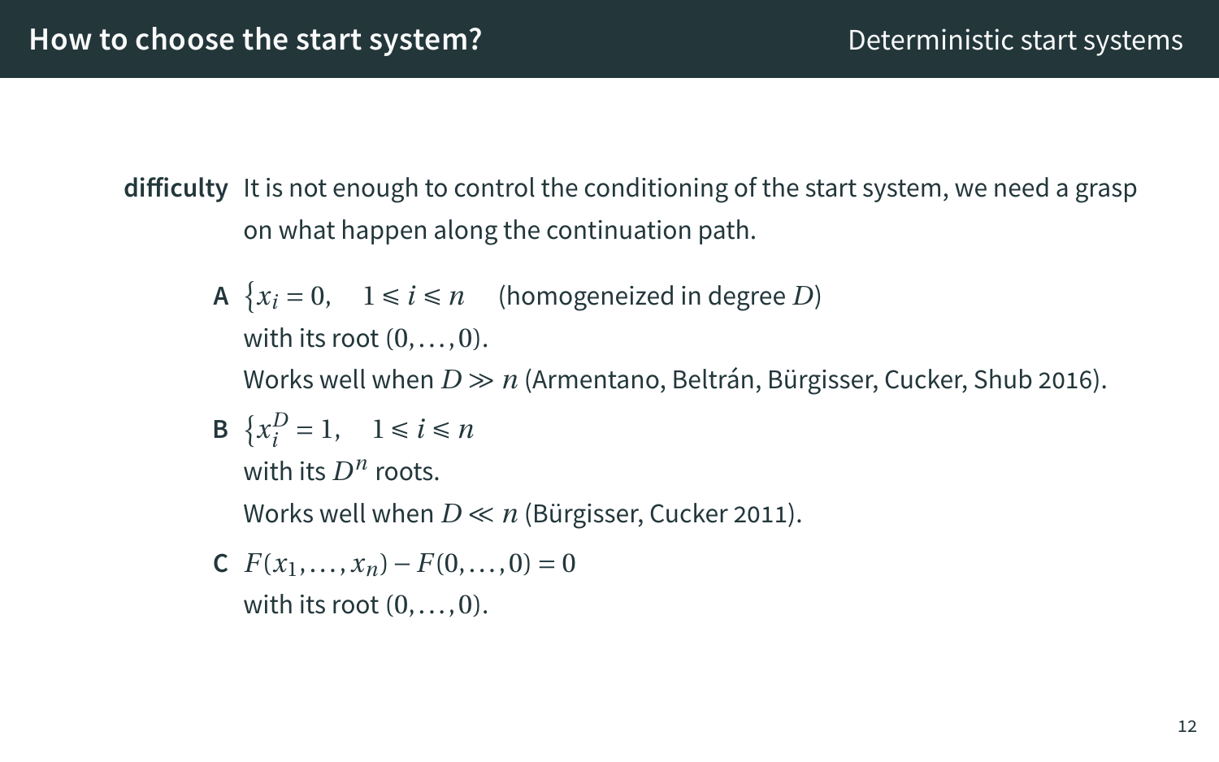# How to choose the start system?

Deterministic start systems

**difficulty** It is not enough to control the conditioning of the start system, we need a grasp on what happen along the continuation path.

**A** $\{x_i = 0, \quad 1 \leqslant i \leqslant n$ (homogeneized in degree $D$)
with its root $(0, \ldots, 0)$.
Works well when $D \gg n$ (Armentano, Beltrán, Bürgisser, Cucker, Shub 2016).

**B** $\{x_i^D = 1, \quad 1 \leqslant i \leqslant n$
with its $D^n$ roots.
Works well when $D \ll n$ (Bürgisser, Cucker 2011).

**C** $F(x_1, \ldots, x_n) - F(0, \ldots, 0) = 0$
with its root $(0, \ldots, 0)$.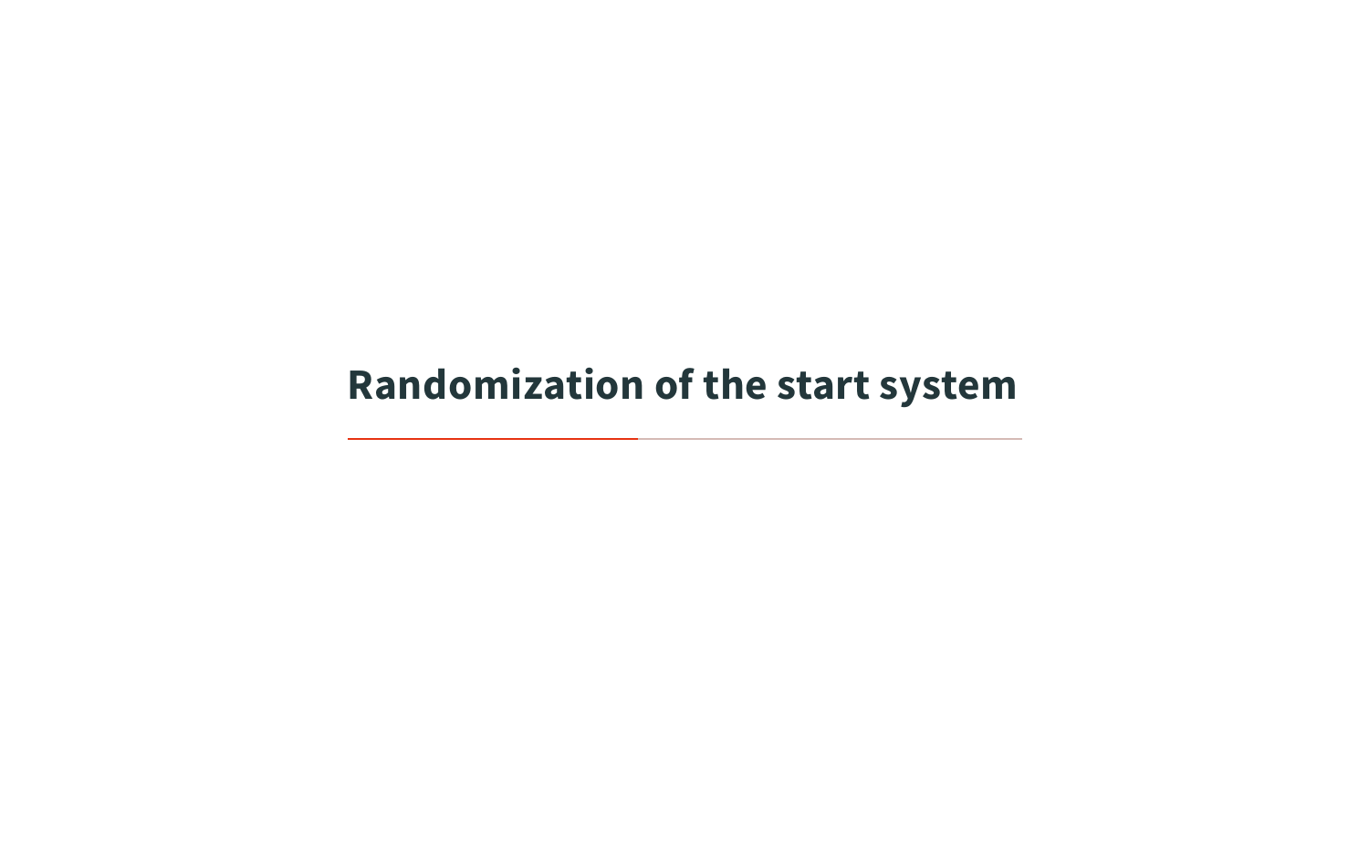# Randomization of the start system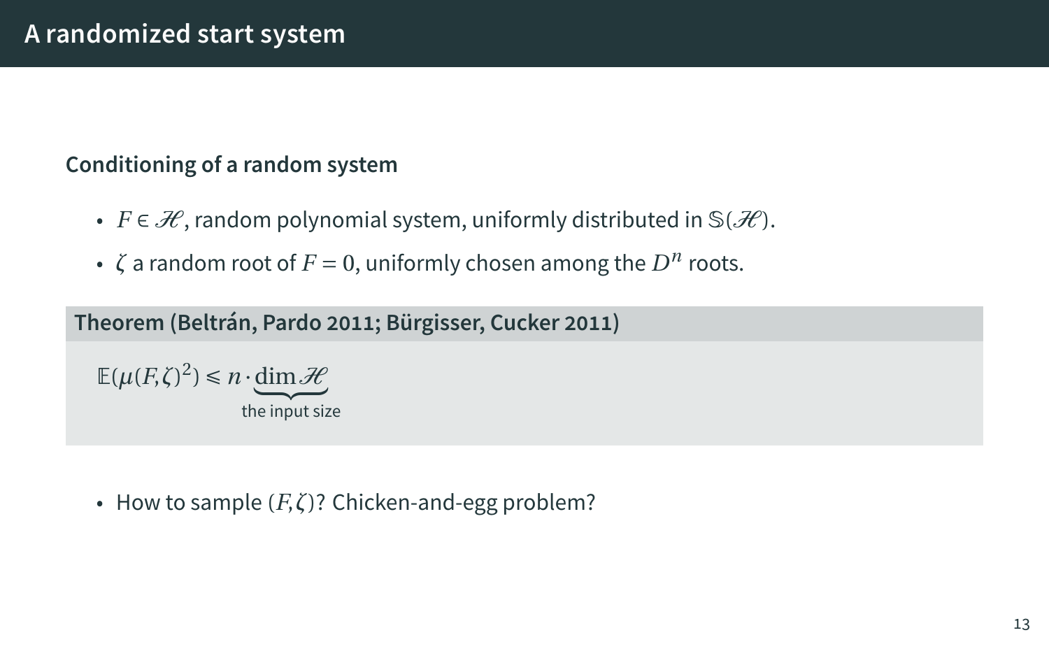# A randomized start system

**Conditioning of a random system**

- $F \in \mathscr{H}$, random polynomial system, uniformly distributed in $\mathbb{S}(\mathscr{H})$.
- $\zeta$ a random root of $F = 0$, uniformly chosen among the $D^n$ roots.

**Theorem (Beltrán, Pardo 2011; Bürgisser, Cucker 2011)**

$$\mathbb{E}(\mu(F,\zeta)^2) \leqslant n \cdot \underbrace{\dim \mathscr{H}}_{\text{the input size}}$$

- How to sample $(F,\zeta)$? Chicken-and-egg problem?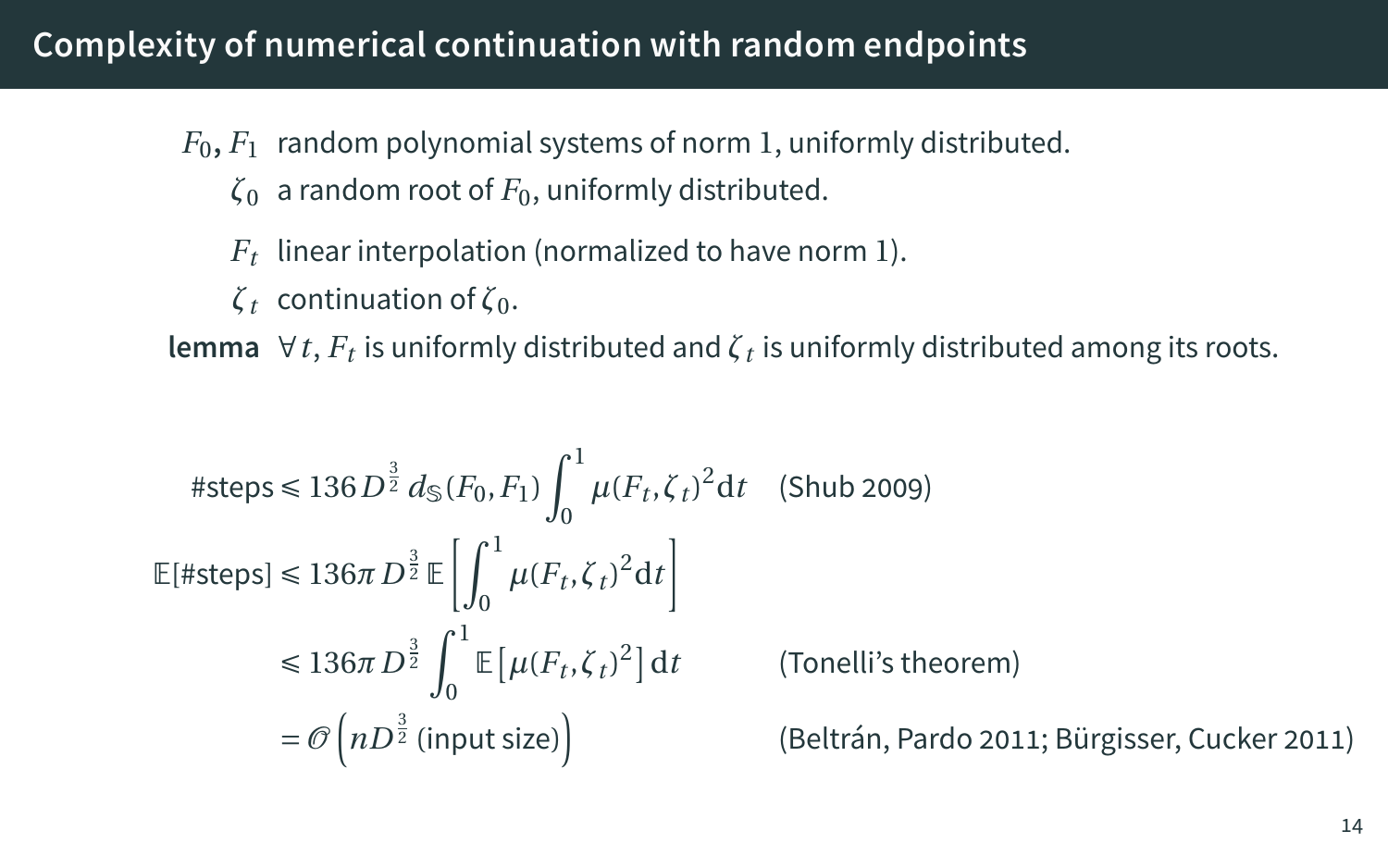# Complexity of numerical continuation with random endpoints

- $F_0, F_1$ random polynomial systems of norm $1$, uniformly distributed.
- $\zeta_0$ a random root of $F_0$, uniformly distributed.
- $F_t$ linear interpolation (normalized to have norm $1$).
- $\zeta_t$ continuation of $\zeta_0$.

**lemma** $\forall\, t$, $F_t$ is uniformly distributed and $\zeta_t$ is uniformly distributed among its roots.

$$\#\text{steps} \leqslant 136\, D^{\frac{3}{2}}\, d_{\mathbb{S}}(F_0, F_1) \int_0^1 \mu(F_t, \zeta_t)^2 \mathrm{d}t \qquad \text{(Shub 2009)}$$

$$\mathbb{E}[\#\text{steps}] \leqslant 136\pi\, D^{\frac{3}{2}}\, \mathbb{E}\left[\int_0^1 \mu(F_t, \zeta_t)^2 \mathrm{d}t\right]$$

$$\leqslant 136\pi\, D^{\frac{3}{2}} \int_0^1 \mathbb{E}\left[\mu(F_t, \zeta_t)^2\right] \mathrm{d}t \qquad \text{(Tonelli's theorem)}$$

$$= \mathcal{O}\left(nD^{\frac{3}{2}}\, \text{(input size)}\right) \qquad \text{(Beltrán, Pardo 2011; Bürgisser, Cucker 2011)}$$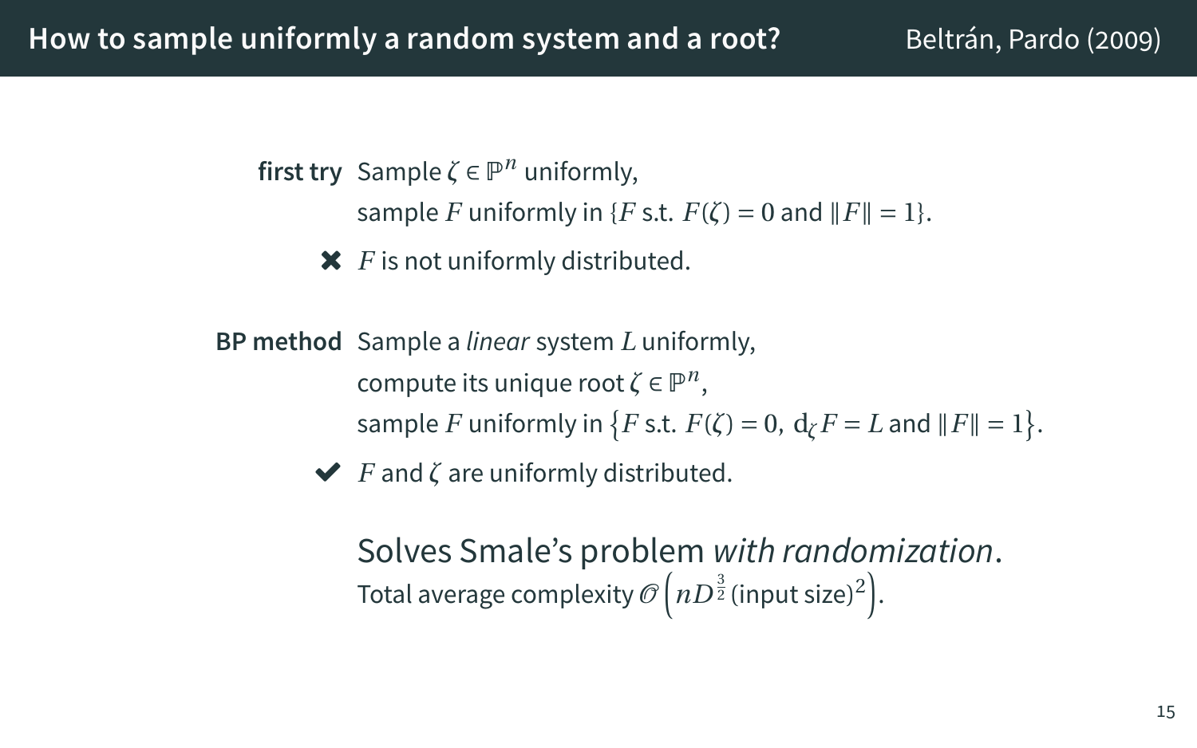# How to sample uniformly a random system and a root? Beltrán, Pardo (2009)

**first try** Sample $\zeta \in \mathbb{P}^n$ uniformly,
sample $F$ uniformly in $\{F \text{ s.t. } F(\zeta) = 0 \text{ and } \|F\| = 1\}$.

✖ $F$ is not uniformly distributed.

**BP method** Sample a *linear* system $L$ uniformly,
compute its unique root $\zeta \in \mathbb{P}^n$,
sample $F$ uniformly in $\left\{F \text{ s.t. } F(\zeta) = 0,\ \mathrm{d}_\zeta F = L \text{ and } \|F\| = 1\right\}$.

✔ $F$ and $\zeta$ are uniformly distributed.

Solves Smale's problem *with randomization*.
Total average complexity $\mathcal{O}\left(nD^{\frac{3}{2}}\,(\text{input size})^2\right)$.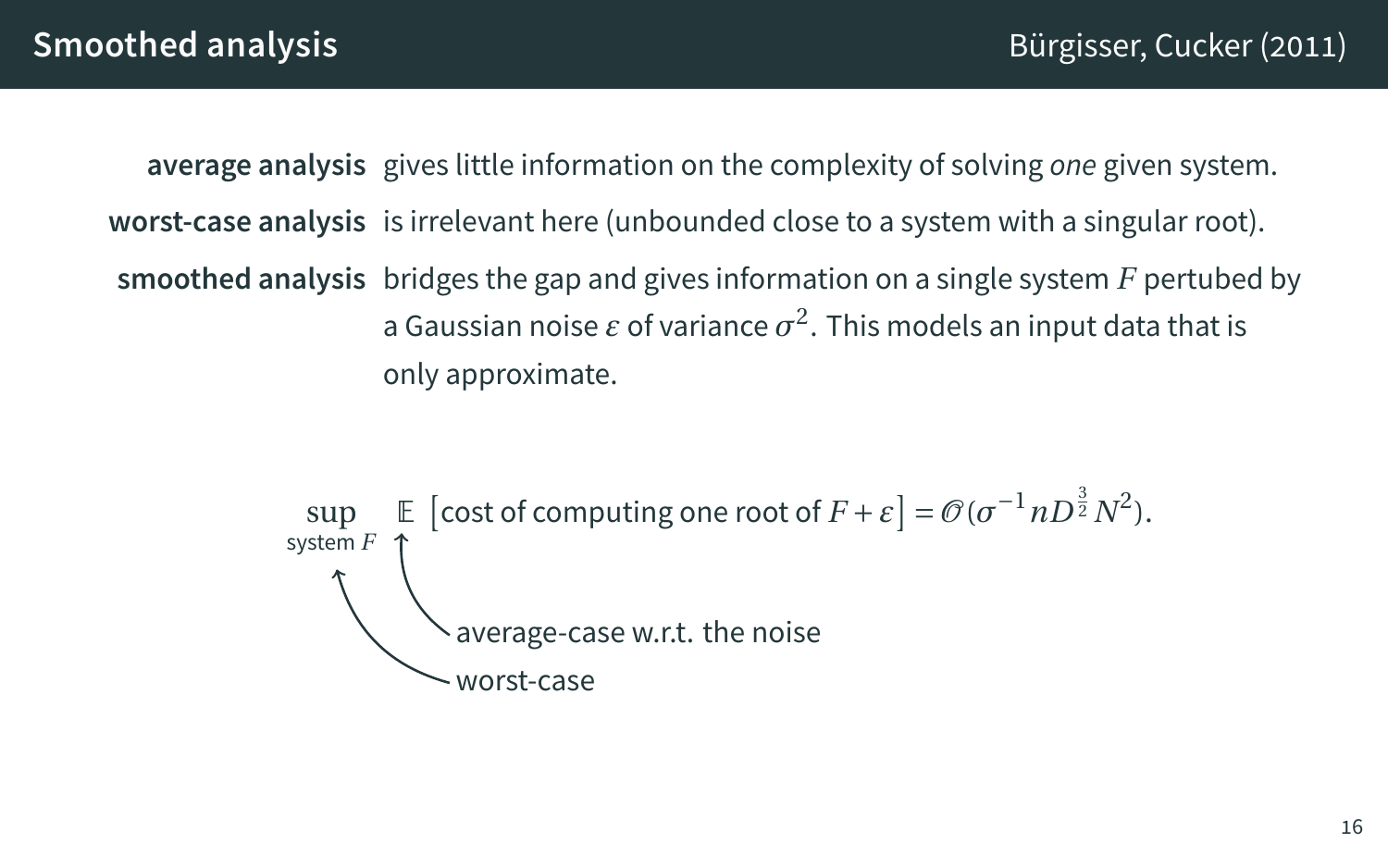# Smoothed analysis

Bürgisser, Cucker (2011)

**average analysis** gives little information on the complexity of solving *one* given system.

**worst-case analysis** is irrelevant here (unbounded close to a system with a singular root).

**smoothed analysis** bridges the gap and gives information on a single system $F$ pertubed by a Gaussian noise $\varepsilon$ of variance $\sigma^2$. This models an input data that is only approximate.

$$\sup_{\text{system } F} \mathbb{E}\left[\text{cost of computing one root of } F+\varepsilon\right] = \mathcal{O}(\sigma^{-1} n D^{\frac{3}{2}} N^2).$$

- $\mathbb{E}$: average-case w.r.t. the noise
- $\sup$: worst-case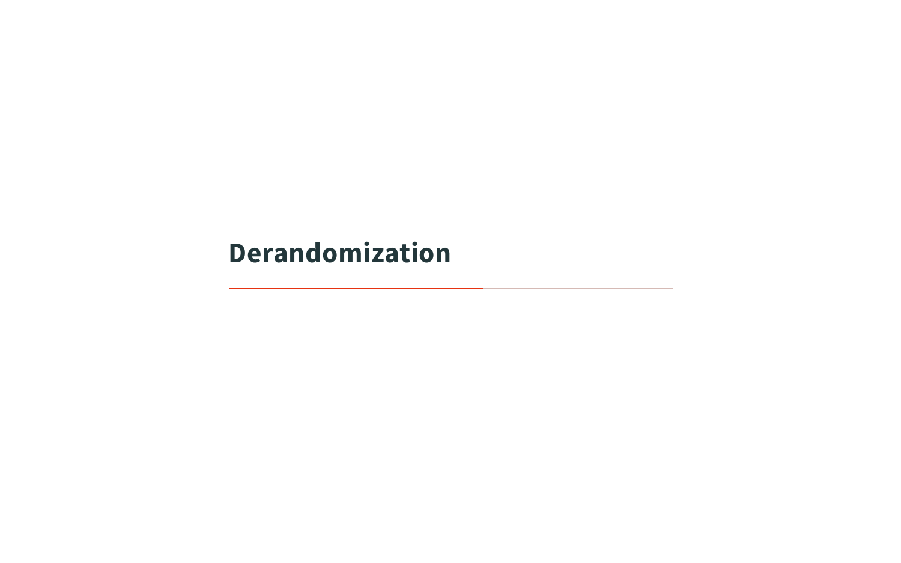# Derandomization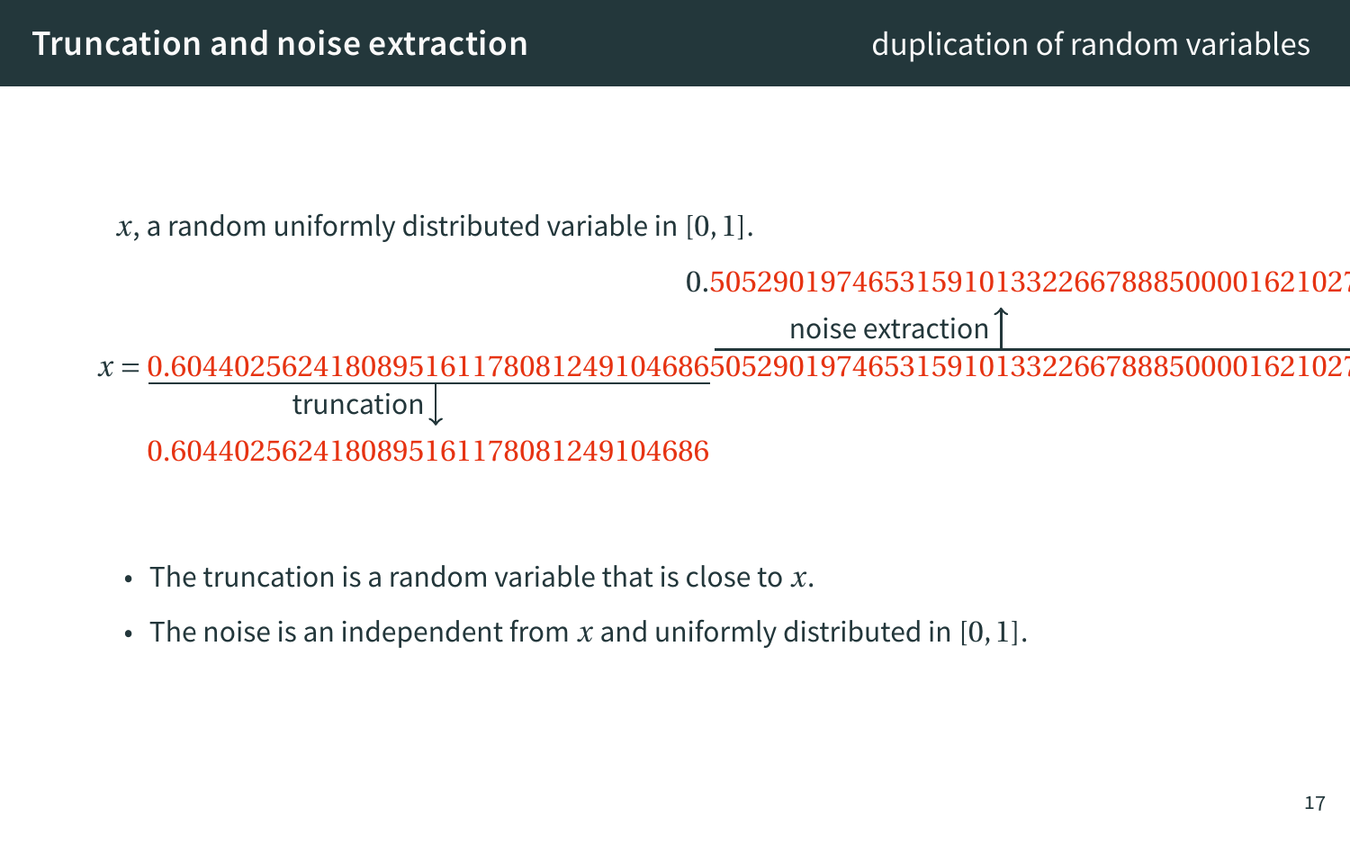## Truncation and noise extraction

$x$, a random uniformly distributed variable in $[0, 1]$.

$0.5052901974653159101332266788850000162102\ldots$

noise extraction ↑

$x = 0.6044025624180895161178081249104686505290197465315910133226678885000016210\ldots$

truncation ↓

$0.604402562418089516117808124910468 6$

- The truncation is a random variable that is close to $x$.
- The noise is an independent from $x$ and uniformly distributed in $[0, 1]$.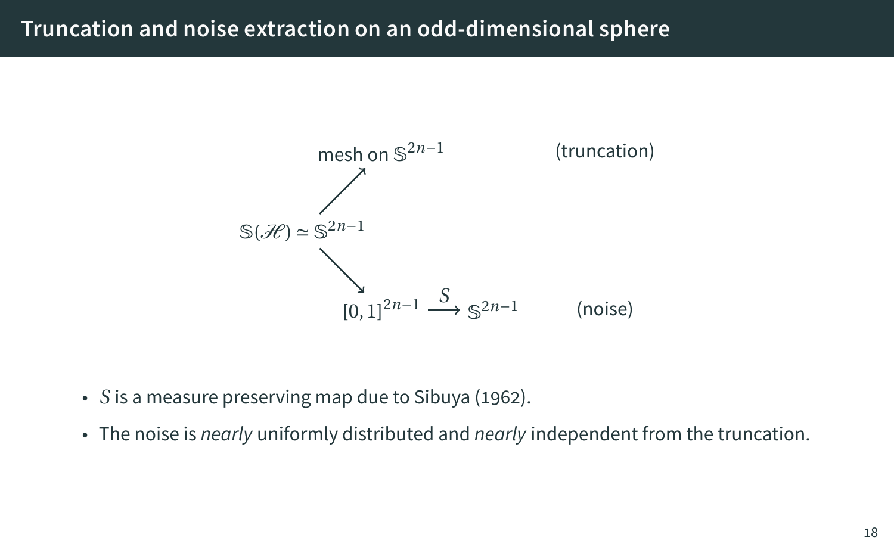# Truncation and noise extraction on an odd-dimensional sphere

$$
\begin{array}{ccc}
 & \text{mesh on } \mathbb{S}^{2n-1} & \text{(truncation)} \\
 \nearrow & & \\
\mathbb{S}(\mathscr{H}) \simeq \mathbb{S}^{2n-1} & & \\
 \searrow & & \\
 & [0,1]^{2n-1} \xrightarrow{S} \mathbb{S}^{2n-1} & \text{(noise)}
\end{array}
$$

- $S$ is a measure preserving map due to Sibuya (1962).
- The noise is *nearly* uniformly distributed and *nearly* independent from the truncation.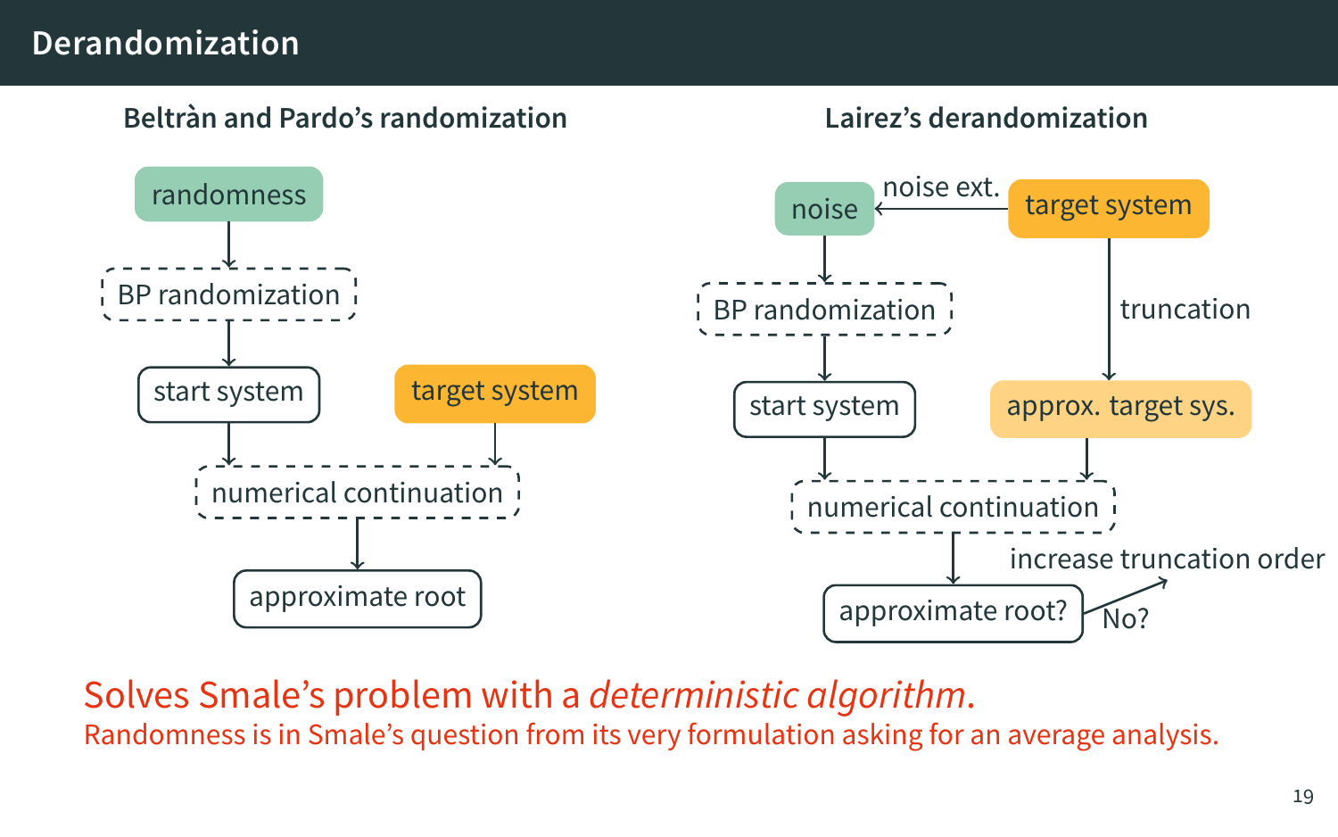# Derandomization

### Beltràn and Pardo's randomization

randomness → BP randomization → start system

start system + target system → numerical continuation → approximate root

### Lairez's derandomization

target system → (noise ext.) → noise → BP randomization → start system

target system → (truncation) → approx. target sys.

start system + approx. target sys. → numerical continuation → approximate root?

approximate root? — No? → increase truncation order

Solves Smale's problem with a *deterministic algorithm*.

Randomness is in Smale's question from its very formulation asking for an average analysis.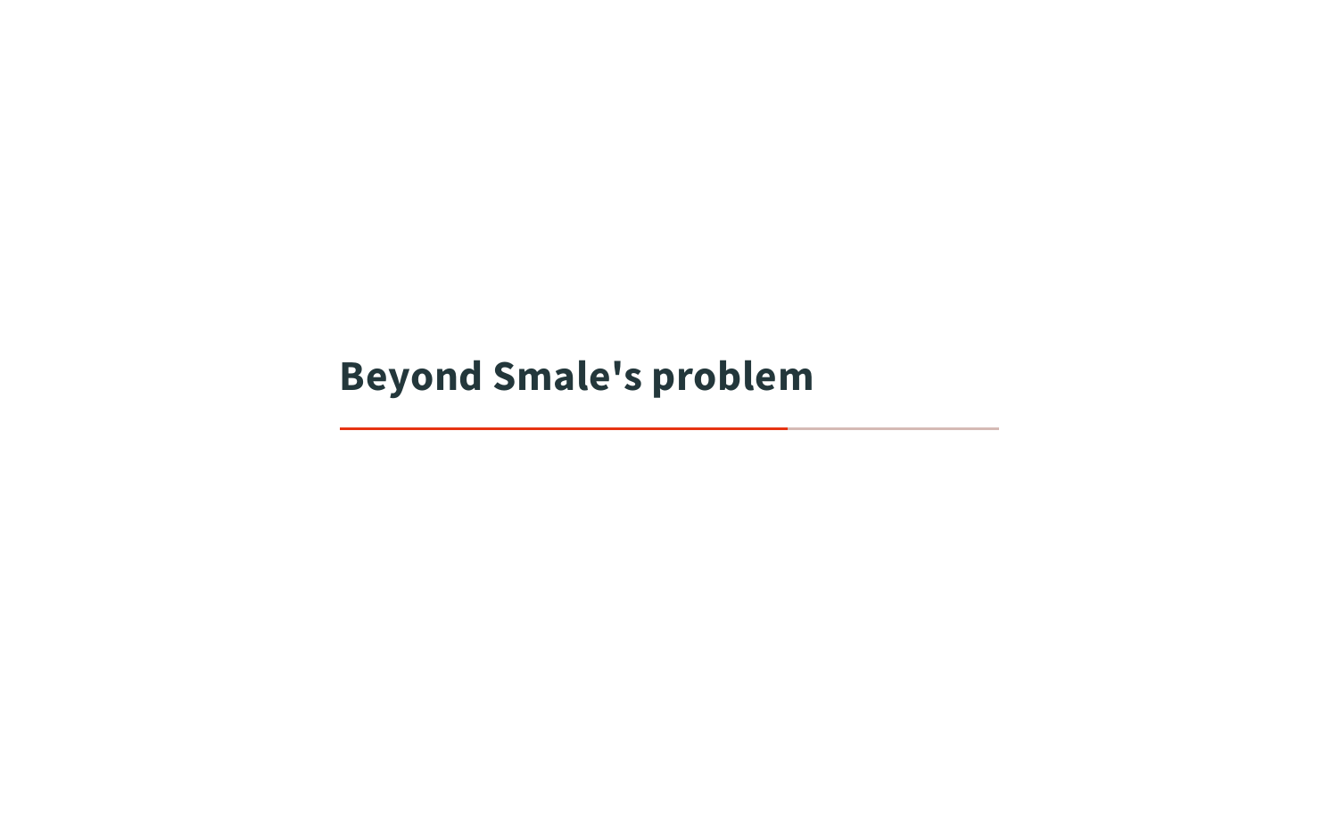# Beyond Smale's problem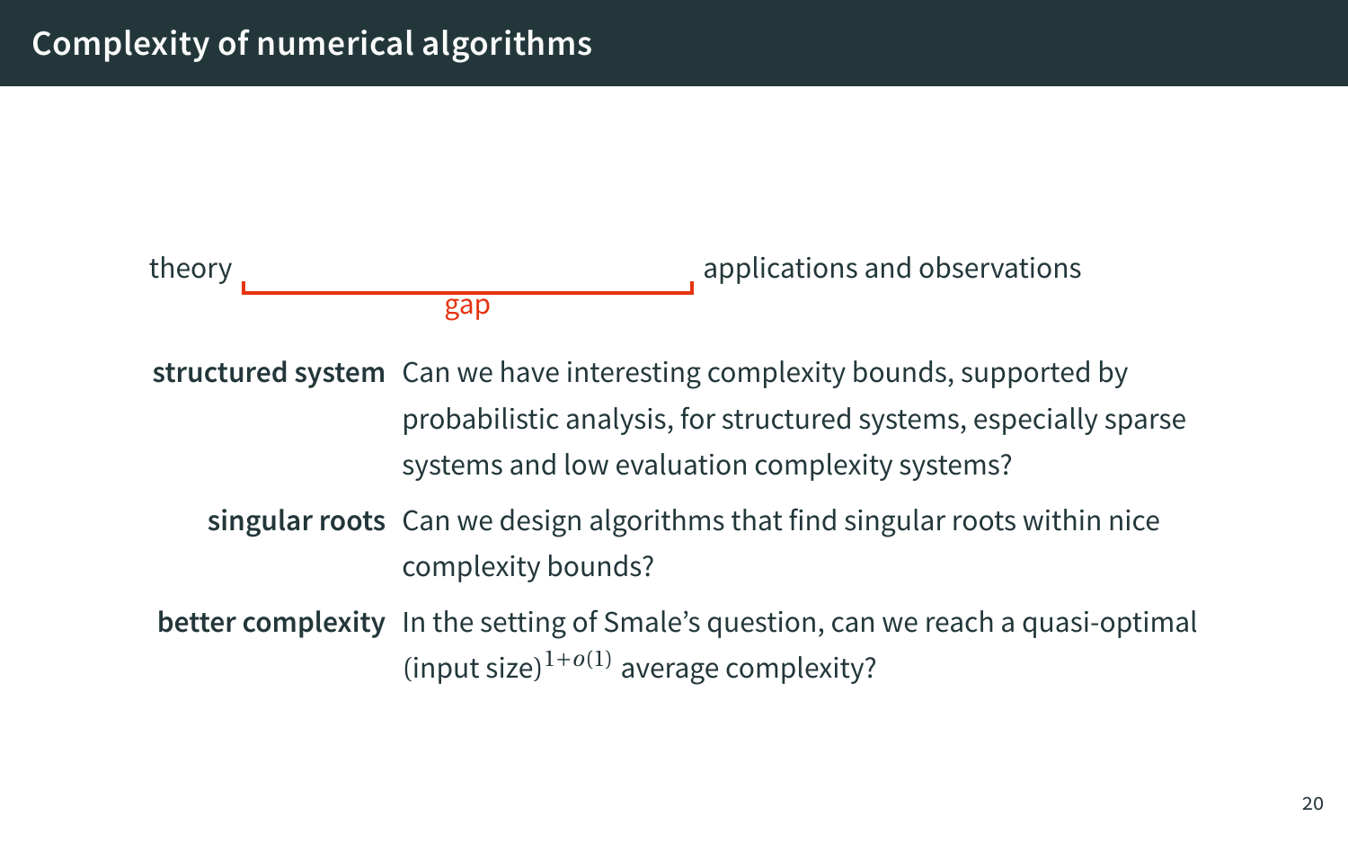# Complexity of numerical algorithms

theory ——— gap ——— applications and observations

**structured system** Can we have interesting complexity bounds, supported by probabilistic analysis, for structured systems, especially sparse systems and low evaluation complexity systems?

**singular roots** Can we design algorithms that find singular roots within nice complexity bounds?

**better complexity** In the setting of Smale's question, can we reach a quasi-optimal $(\text{input size})^{1+o(1)}$ average complexity?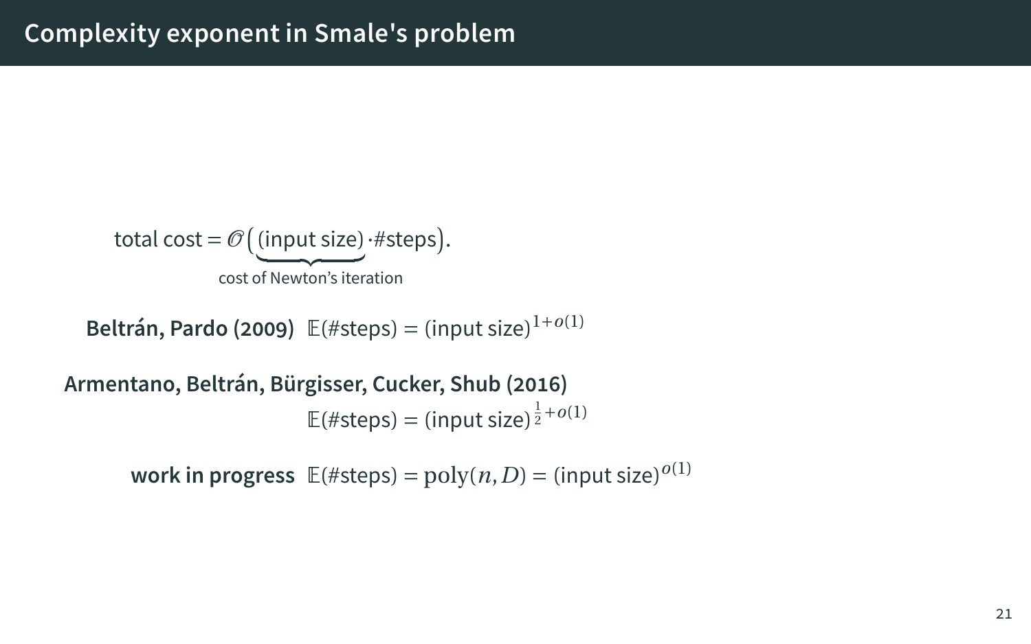# Complexity exponent in Smale's problem

$$\text{total cost} = \mathcal{O}\Big(\underbrace{\text{(input size)}}_{\text{cost of Newton's iteration}} \cdot \#\text{steps}\Big).$$

**Beltrán, Pardo (2009)** $\mathbb{E}(\#\text{steps}) = \text{(input size)}^{1+o(1)}$

**Armentano, Beltrán, Bürgisser, Cucker, Shub (2016)**

$\mathbb{E}(\#\text{steps}) = \text{(input size)}^{\frac{1}{2}+o(1)}$

**work in progress** $\mathbb{E}(\#\text{steps}) = \operatorname{poly}(n, D) = \text{(input size)}^{o(1)}$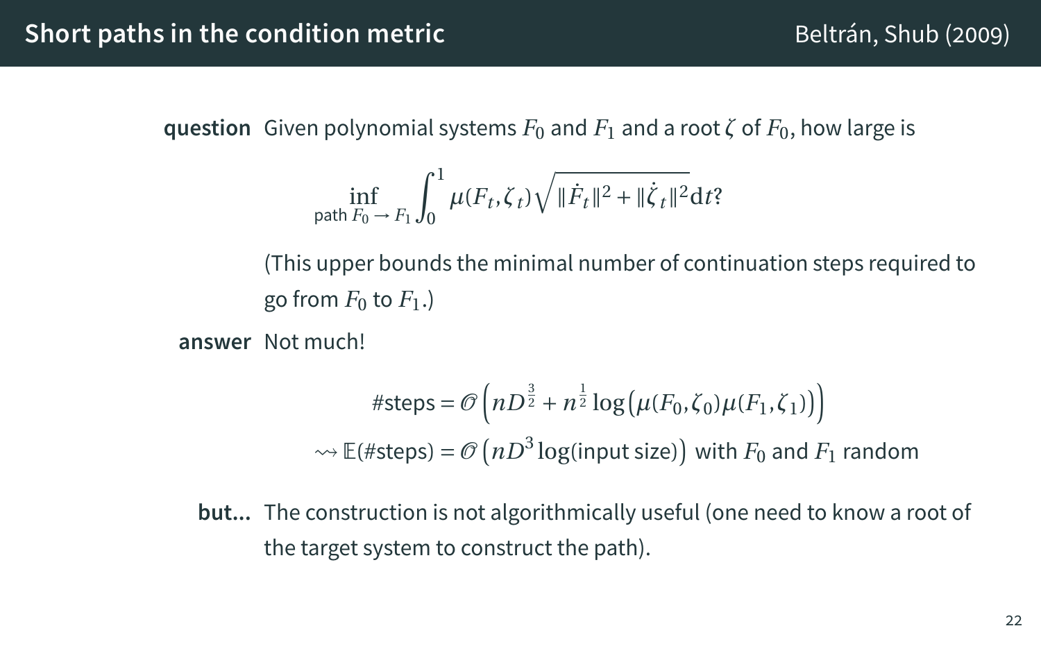## Short paths in the condition metric

Beltrán, Shub (2009)

**question** Given polynomial systems $F_0$ and $F_1$ and a root $\zeta$ of $F_0$, how large is

$$\inf_{\text{path } F_0 \to F_1} \int_0^1 \mu(F_t, \zeta_t) \sqrt{\|\dot{F}_t\|^2 + \|\dot{\zeta}_t\|^2} \mathrm{d}t?$$

(This upper bounds the minimal number of continuation steps required to go from $F_0$ to $F_1$.)

**answer** Not much!

$$\#\text{steps} = \mathcal{O}\left(nD^{\frac{3}{2}} + n^{\frac{1}{2}} \log\big(\mu(F_0, \zeta_0)\mu(F_1, \zeta_1)\big)\right)$$

$$\rightsquigarrow \mathbb{E}(\#\text{steps}) = \mathcal{O}\left(nD^3 \log(\text{input size})\right) \text{ with } F_0 \text{ and } F_1 \text{ random}$$

**but...** The construction is not algorithmically useful (one need to know a root of the target system to construct the path).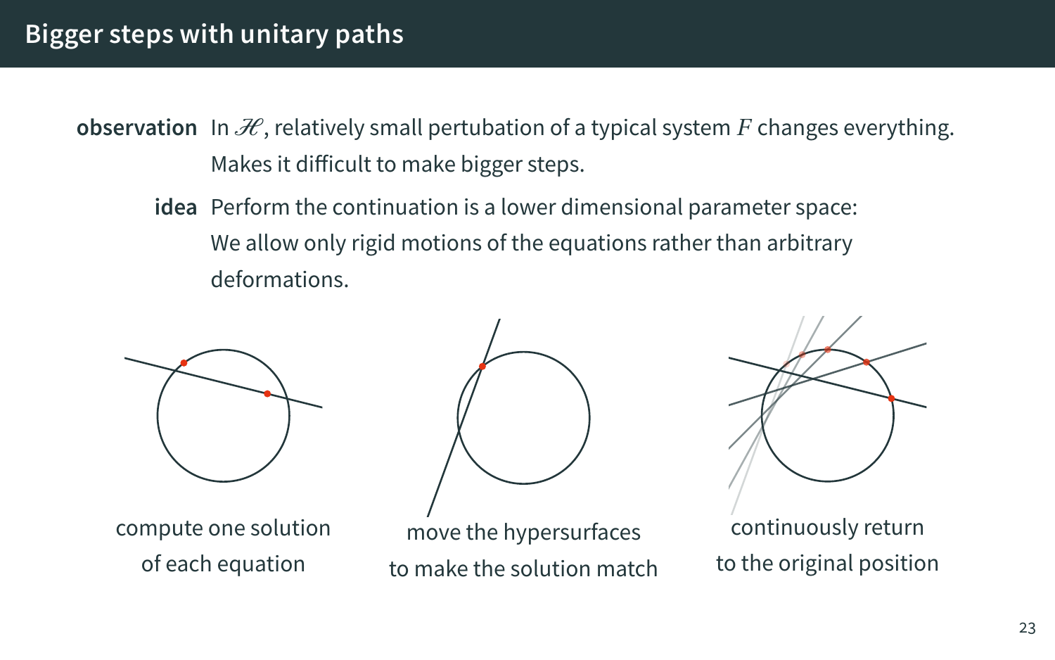# Bigger steps with unitary paths

**observation** In $\mathscr{H}$, relatively small pertubation of a typical system $F$ changes everything. Makes it difficult to make bigger steps.

**idea** Perform the continuation is a lower dimensional parameter space: We allow only rigid motions of the equations rather than arbitrary deformations.

compute one solution of each equation

move the hypersurfaces to make the solution match

continuously return to the original position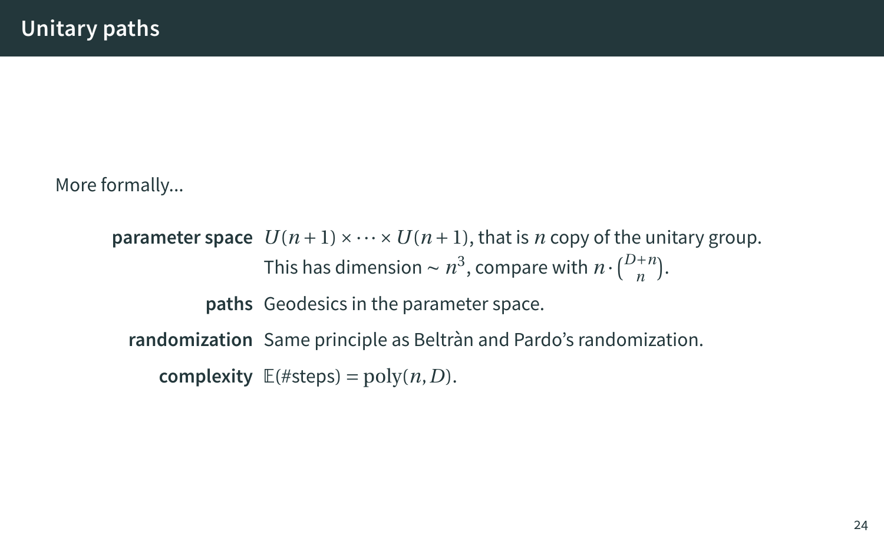# Unitary paths

More formally...

**parameter space** $U(n+1) \times \cdots \times U(n+1)$, that is $n$ copy of the unitary group.
This has dimension $\sim n^3$, compare with $n \cdot \binom{D+n}{n}$.

**paths** Geodesics in the parameter space.

**randomization** Same principle as Beltràn and Pardo's randomization.

**complexity** $\mathbb{E}(\#\text{steps}) = \text{poly}(n, D)$.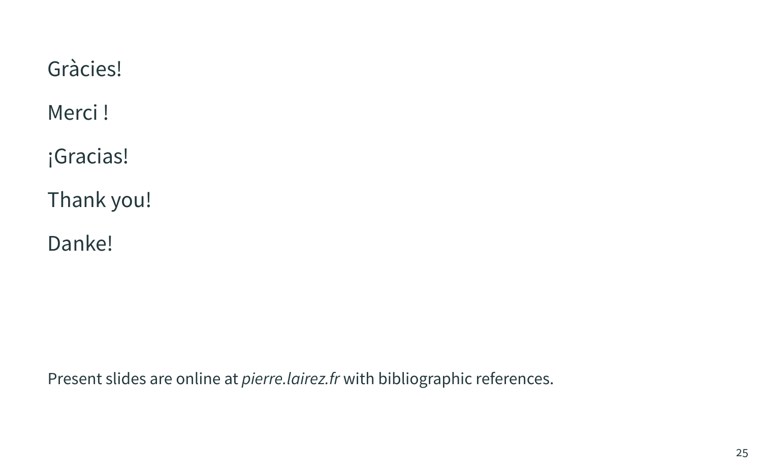Gràcies!

Merci !

¡Gracias!

Thank you!

Danke!

Present slides are online at *pierre.lairez.fr* with bibliographic references.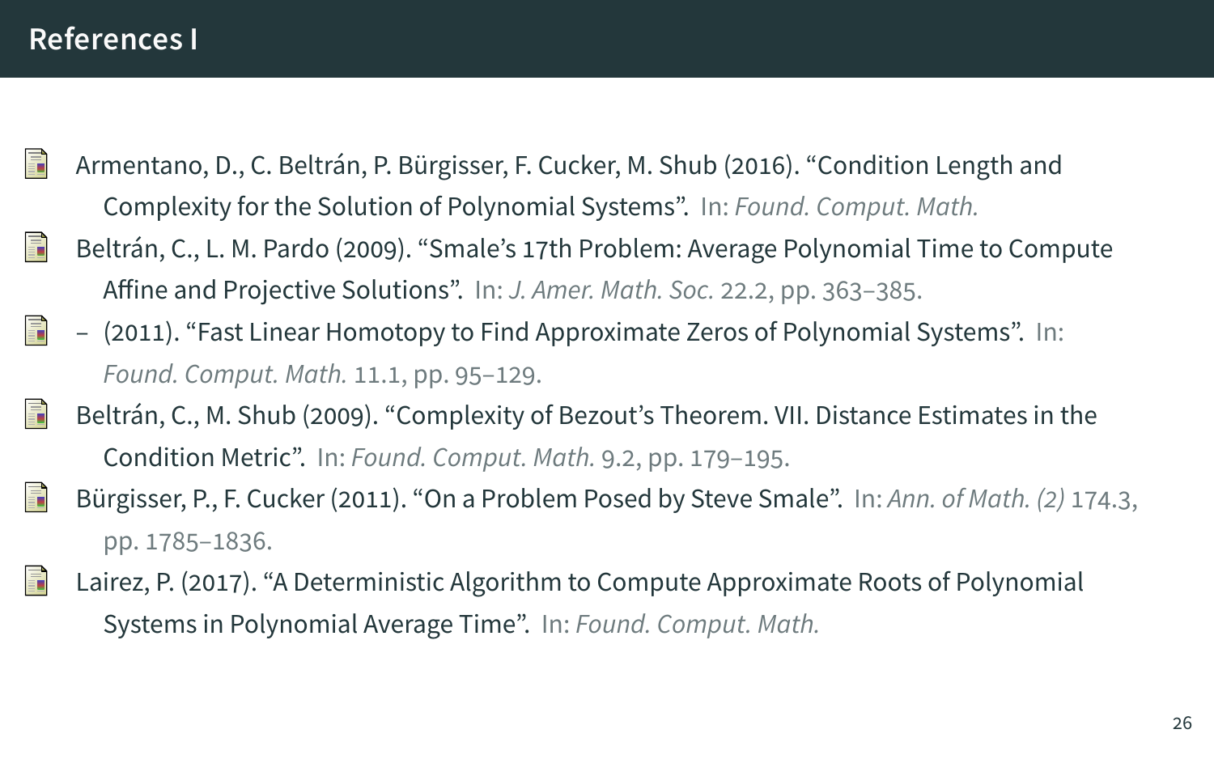## References I

- Armentano, D., C. Beltrán, P. Bürgisser, F. Cucker, M. Shub (2016). "Condition Length and Complexity for the Solution of Polynomial Systems". In: *Found. Comput. Math.*
- Beltrán, C., L. M. Pardo (2009). "Smale's 17th Problem: Average Polynomial Time to Compute Affine and Projective Solutions". In: *J. Amer. Math. Soc.* 22.2, pp. 363–385.
- – (2011). "Fast Linear Homotopy to Find Approximate Zeros of Polynomial Systems". In: *Found. Comput. Math.* 11.1, pp. 95–129.
- Beltrán, C., M. Shub (2009). "Complexity of Bezout's Theorem. VII. Distance Estimates in the Condition Metric". In: *Found. Comput. Math.* 9.2, pp. 179–195.
- Bürgisser, P., F. Cucker (2011). "On a Problem Posed by Steve Smale". In: *Ann. of Math. (2)* 174.3, pp. 1785–1836.
- Lairez, P. (2017). "A Deterministic Algorithm to Compute Approximate Roots of Polynomial Systems in Polynomial Average Time". In: *Found. Comput. Math.*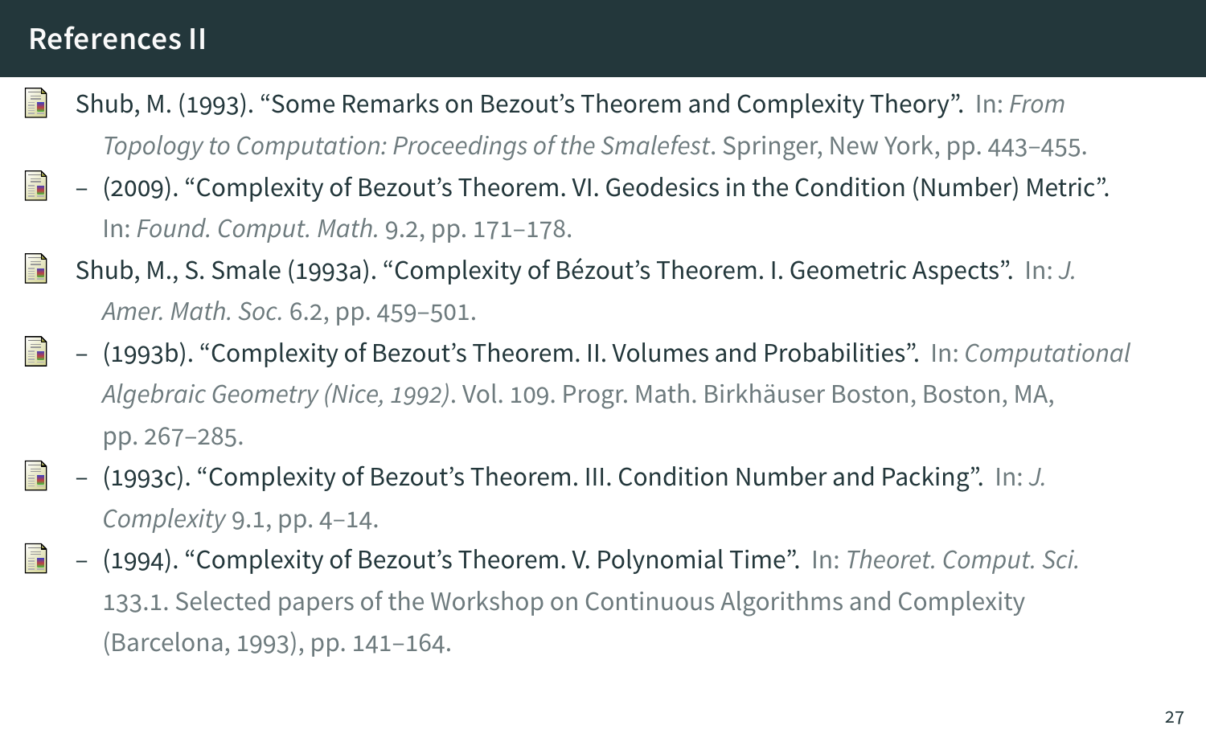## References II

- Shub, M. (1993). “Some Remarks on Bezout’s Theorem and Complexity Theory”. In: *From Topology to Computation: Proceedings of the Smalefest*. Springer, New York, pp. 443–455.
- – (2009). “Complexity of Bezout’s Theorem. VI. Geodesics in the Condition (Number) Metric”. In: *Found. Comput. Math.* 9.2, pp. 171–178.
- Shub, M., S. Smale (1993a). “Complexity of Bézout’s Theorem. I. Geometric Aspects”. In: *J. Amer. Math. Soc.* 6.2, pp. 459–501.
- – (1993b). “Complexity of Bezout’s Theorem. II. Volumes and Probabilities”. In: *Computational Algebraic Geometry (Nice, 1992)*. Vol. 109. Progr. Math. Birkhäuser Boston, Boston, MA, pp. 267–285.
- – (1993c). “Complexity of Bezout’s Theorem. III. Condition Number and Packing”. In: *J. Complexity* 9.1, pp. 4–14.
- – (1994). “Complexity of Bezout’s Theorem. V. Polynomial Time”. In: *Theoret. Comput. Sci.* 133.1. Selected papers of the Workshop on Continuous Algorithms and Complexity (Barcelona, 1993), pp. 141–164.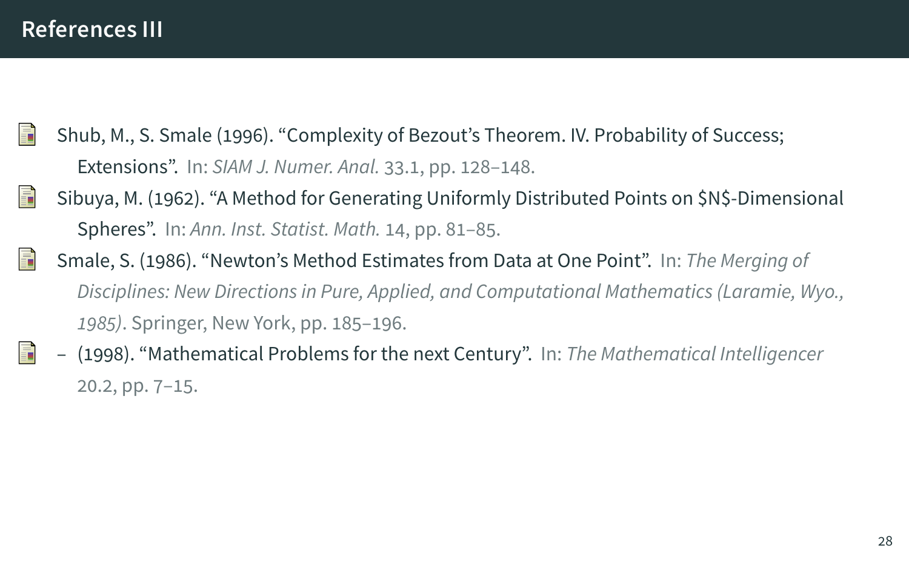## References III

- Shub, M., S. Smale (1996). “Complexity of Bezout’s Theorem. IV. Probability of Success; Extensions”. In: *SIAM J. Numer. Anal.* 33.1, pp. 128–148.
- Sibuya, M. (1962). “A Method for Generating Uniformly Distributed Points on $N$-Dimensional Spheres”. In: *Ann. Inst. Statist. Math.* 14, pp. 81–85.
- Smale, S. (1986). “Newton’s Method Estimates from Data at One Point”. In: *The Merging of Disciplines: New Directions in Pure, Applied, and Computational Mathematics (Laramie, Wyo., 1985)*. Springer, New York, pp. 185–196.
- – (1998). “Mathematical Problems for the next Century”. In: *The Mathematical Intelligencer* 20.2, pp. 7–15.